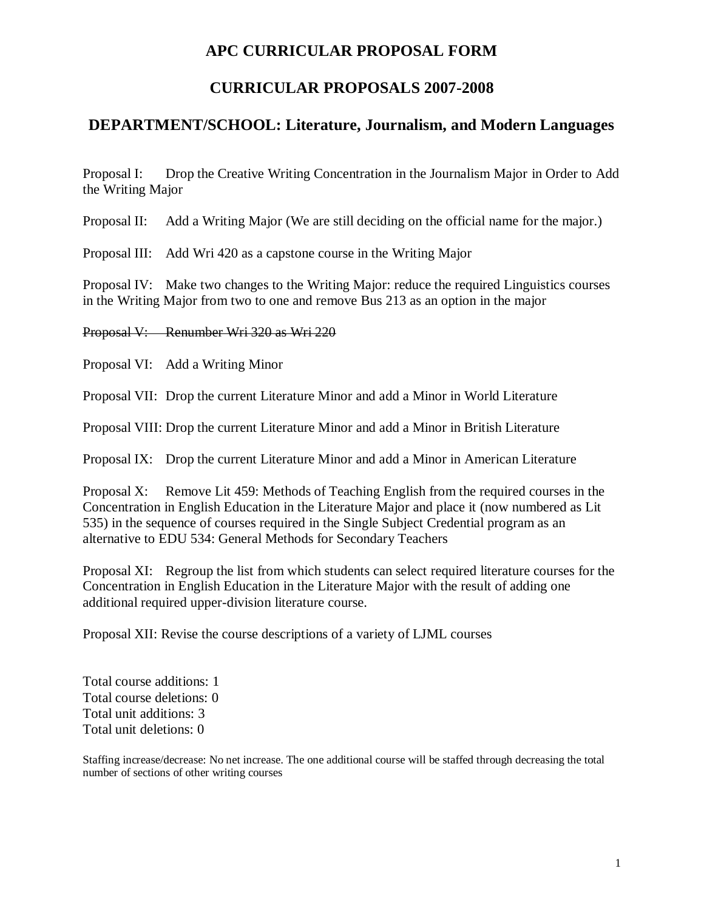# APC CURRICULAR PROPOSAL FORM

## CURRICULAR PROPOSALS 2007-2008

## DEPARTMENT/SCHOOL: Literature, Journalism, and Modern Languages

Proposal I: Drop the Creative Writing Concentration in the Journalism Major in Order to Add the Writing Major

Proposal II: Add a Writing Major (We are still deciding on the official name for the major.)

Proposal III: Add Wri 420 as a capstone course in the Writing Major

Proposal IV: Make two changes to the Writing Major: reduce the required Linguistics courses in the Writing Major from two to one and remove Bus 213 as an option in the major

~~Proposal V: Renumber Wri 320 as Wri 220~~

Proposal VI: Add a Writing Minor

Proposal VII: Drop the current Literature Minor and add a Minor in World Literature

Proposal VIII: Drop the current Literature Minor and add a Minor in British Literature

Proposal IX: Drop the current Literature Minor and add a Minor in American Literature

Proposal X: Remove Lit 459: Methods of Teaching English from the required courses in the Concentration in English Education in the Literature Major and place it (now numbered as Lit 535) in the sequence of courses required in the Single Subject Credential program as an alternative to EDU 534: General Methods for Secondary Teachers

Proposal XI: Regroup the list from which students can select required literature courses for the Concentration in English Education in the Literature Major with the result of adding one additional required upper-division literature course.

Proposal XII: Revise the course descriptions of a variety of LJML courses

Total course additions: 1
Total course deletions: 0
Total unit additions: 3
Total unit deletions: 0

Staffing increase/decrease: No net increase. The one additional course will be staffed through decreasing the total number of sections of other writing courses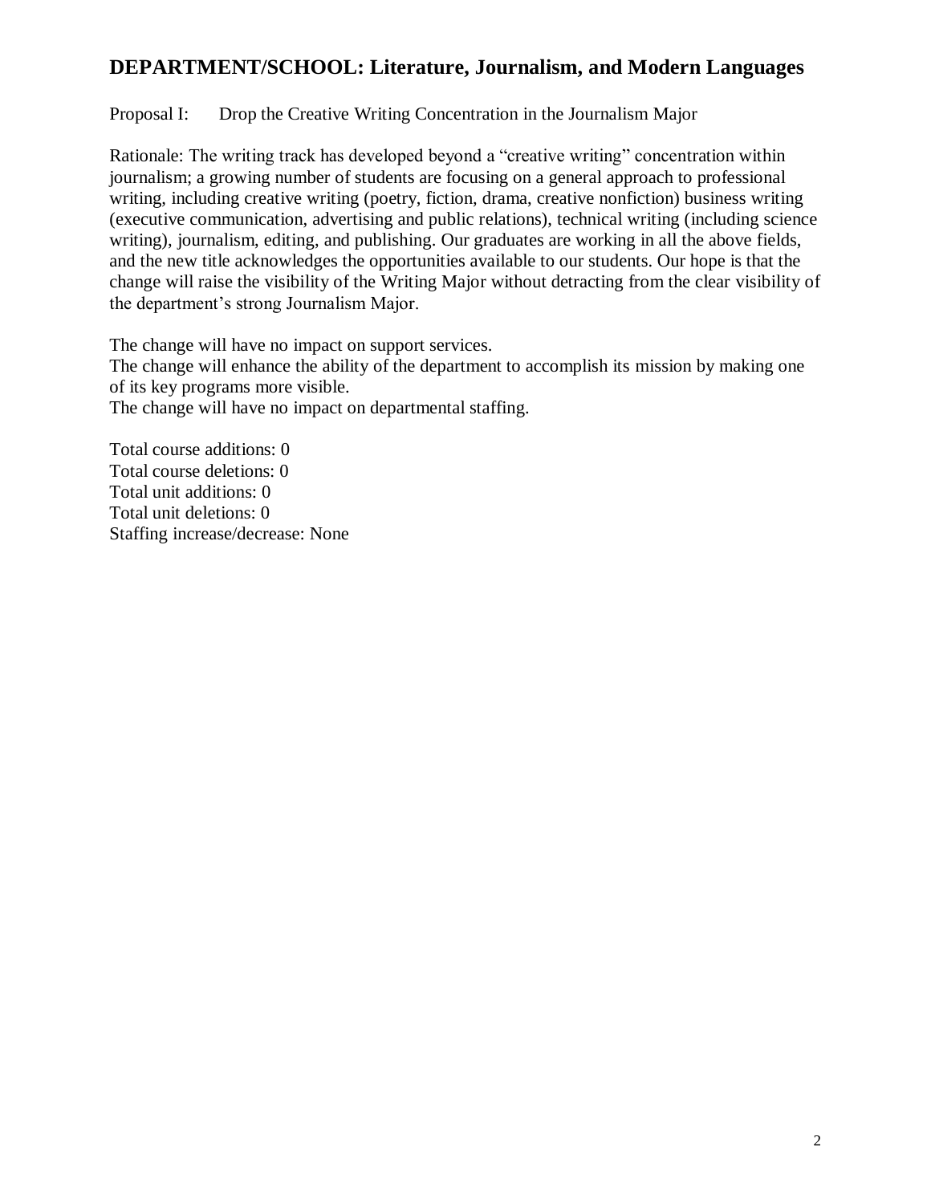## DEPARTMENT/SCHOOL: Literature, Journalism, and Modern Languages

Proposal I: Drop the Creative Writing Concentration in the Journalism Major

Rationale: The writing track has developed beyond a "creative writing" concentration within journalism; a growing number of students are focusing on a general approach to professional writing, including creative writing (poetry, fiction, drama, creative nonfiction) business writing (executive communication, advertising and public relations), technical writing (including science writing), journalism, editing, and publishing. Our graduates are working in all the above fields, and the new title acknowledges the opportunities available to our students. Our hope is that the change will raise the visibility of the Writing Major without detracting from the clear visibility of the department's strong Journalism Major.

The change will have no impact on support services.
The change will enhance the ability of the department to accomplish its mission by making one of its key programs more visible.
The change will have no impact on departmental staffing.

Total course additions: 0
Total course deletions: 0
Total unit additions: 0
Total unit deletions: 0
Staffing increase/decrease: None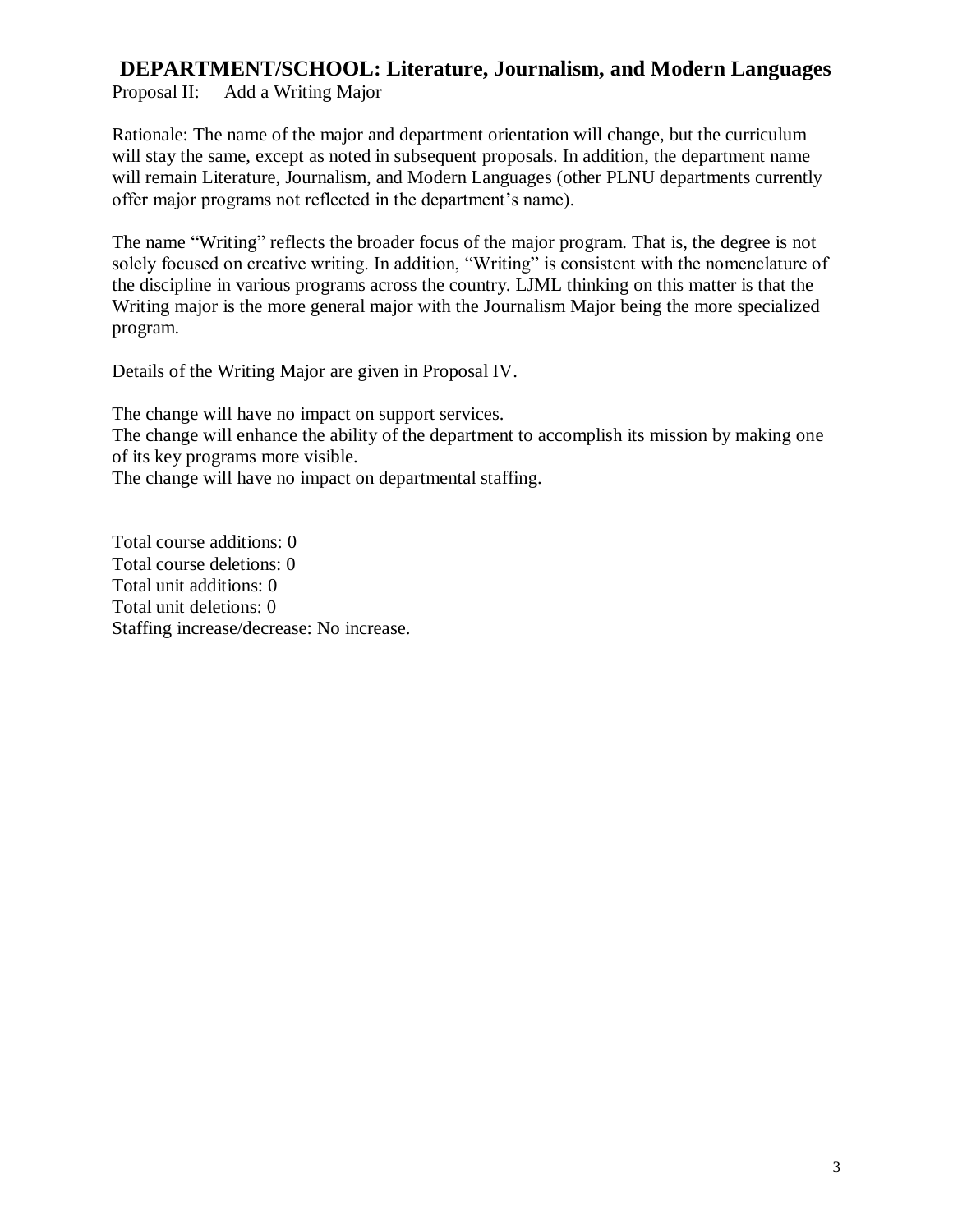## DEPARTMENT/SCHOOL: Literature, Journalism, and Modern Languages

Proposal II: Add a Writing Major

Rationale: The name of the major and department orientation will change, but the curriculum will stay the same, except as noted in subsequent proposals. In addition, the department name will remain Literature, Journalism, and Modern Languages (other PLNU departments currently offer major programs not reflected in the department's name).

The name "Writing" reflects the broader focus of the major program. That is, the degree is not solely focused on creative writing. In addition, "Writing" is consistent with the nomenclature of the discipline in various programs across the country. LJML thinking on this matter is that the Writing major is the more general major with the Journalism Major being the more specialized program.

Details of the Writing Major are given in Proposal IV.

The change will have no impact on support services.
The change will enhance the ability of the department to accomplish its mission by making one of its key programs more visible.
The change will have no impact on departmental staffing.

Total course additions: 0
Total course deletions: 0
Total unit additions: 0
Total unit deletions: 0
Staffing increase/decrease: No increase.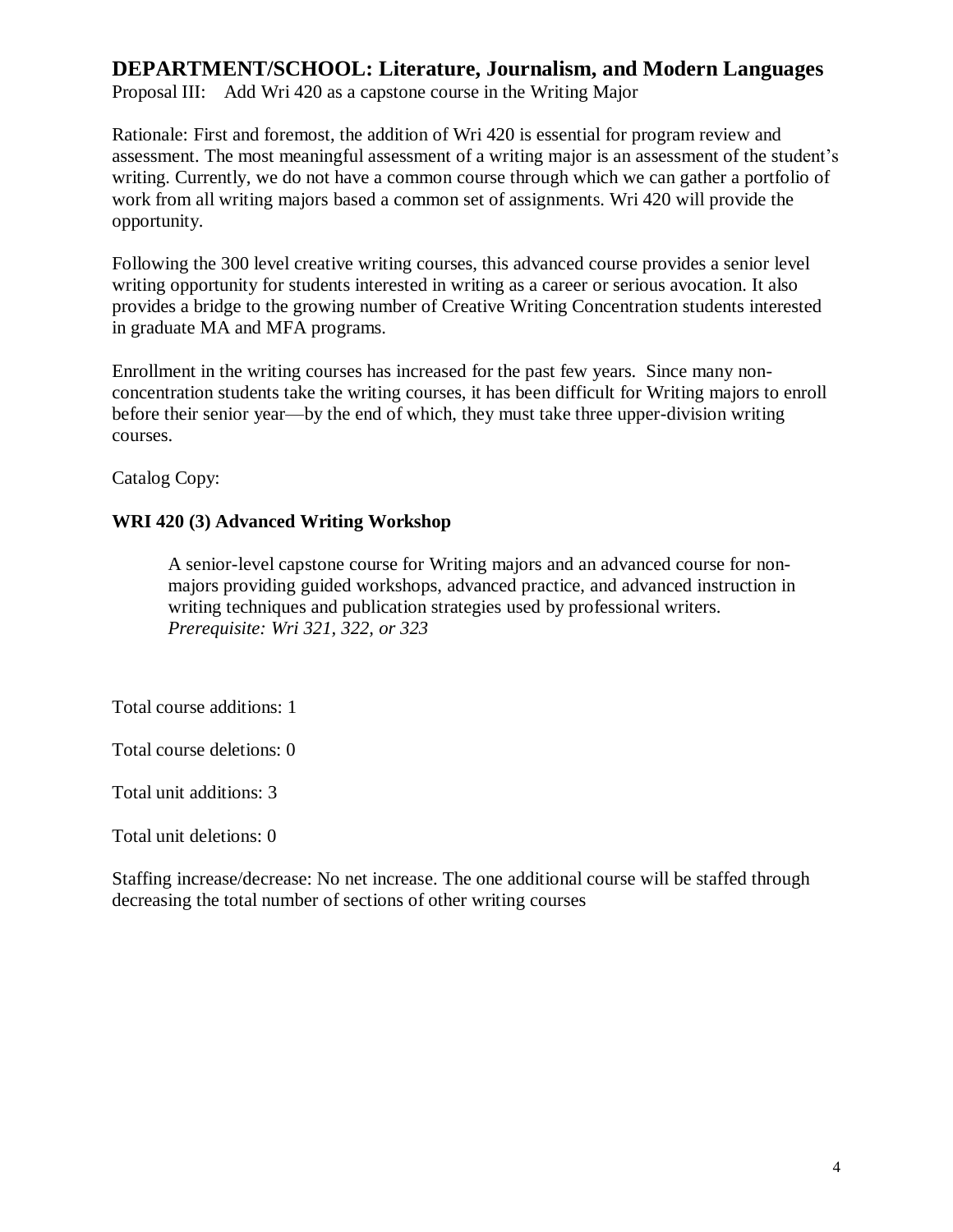# DEPARTMENT/SCHOOL: Literature, Journalism, and Modern Languages

Proposal III: Add Wri 420 as a capstone course in the Writing Major

Rationale: First and foremost, the addition of Wri 420 is essential for program review and assessment. The most meaningful assessment of a writing major is an assessment of the student's writing. Currently, we do not have a common course through which we can gather a portfolio of work from all writing majors based a common set of assignments. Wri 420 will provide the opportunity.

Following the 300 level creative writing courses, this advanced course provides a senior level writing opportunity for students interested in writing as a career or serious avocation. It also provides a bridge to the growing number of Creative Writing Concentration students interested in graduate MA and MFA programs.

Enrollment in the writing courses has increased for the past few years. Since many non-concentration students take the writing courses, it has been difficult for Writing majors to enroll before their senior year—by the end of which, they must take three upper-division writing courses.

Catalog Copy:

**WRI 420 (3) Advanced Writing Workshop**

> A senior-level capstone course for Writing majors and an advanced course for non-majors providing guided workshops, advanced practice, and advanced instruction in writing techniques and publication strategies used by professional writers.
> *Prerequisite: Wri 321, 322, or 323*

Total course additions: 1

Total course deletions: 0

Total unit additions: 3

Total unit deletions: 0

Staffing increase/decrease: No net increase. The one additional course will be staffed through decreasing the total number of sections of other writing courses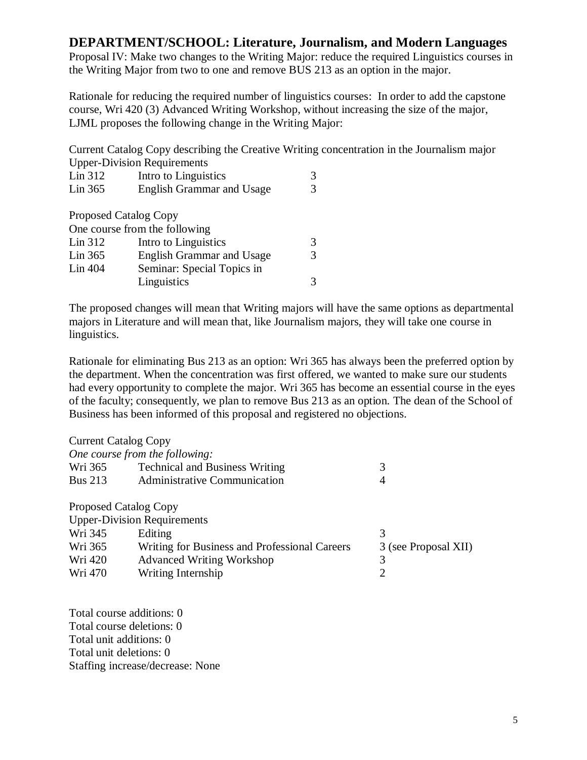## DEPARTMENT/SCHOOL: Literature, Journalism, and Modern Languages

Proposal IV: Make two changes to the Writing Major: reduce the required Linguistics courses in the Writing Major from two to one and remove BUS 213 as an option in the major.

Rationale for reducing the required number of linguistics courses: In order to add the capstone course, Wri 420 (3) Advanced Writing Workshop, without increasing the size of the major, LJML proposes the following change in the Writing Major:

Current Catalog Copy describing the Creative Writing concentration in the Journalism major
Upper-Division Requirements

| | | |
|---|---|---|
| Lin 312 | Intro to Linguistics | 3 |
| Lin 365 | English Grammar and Usage | 3 |

Proposed Catalog Copy
One course from the following

| | | |
|---|---|---|
| Lin 312 | Intro to Linguistics | 3 |
| Lin 365 | English Grammar and Usage | 3 |
| Lin 404 | Seminar: Special Topics in Linguistics | 3 |

The proposed changes will mean that Writing majors will have the same options as departmental majors in Literature and will mean that, like Journalism majors, they will take one course in linguistics.

Rationale for eliminating Bus 213 as an option: Wri 365 has always been the preferred option by the department. When the concentration was first offered, we wanted to make sure our students had every opportunity to complete the major. Wri 365 has become an essential course in the eyes of the faculty; consequently, we plan to remove Bus 213 as an option. The dean of the School of Business has been informed of this proposal and registered no objections.

Current Catalog Copy
*One course from the following:*

| | | |
|---|---|---|
| Wri 365 | Technical and Business Writing | 3 |
| Bus 213 | Administrative Communication | 4 |

Proposed Catalog Copy
Upper-Division Requirements

| | | |
|---|---|---|
| Wri 345 | Editing | 3 |
| Wri 365 | Writing for Business and Professional Careers | 3 (see Proposal XII) |
| Wri 420 | Advanced Writing Workshop | 3 |
| Wri 470 | Writing Internship | 2 |

Total course additions: 0
Total course deletions: 0
Total unit additions: 0
Total unit deletions: 0
Staffing increase/decrease: None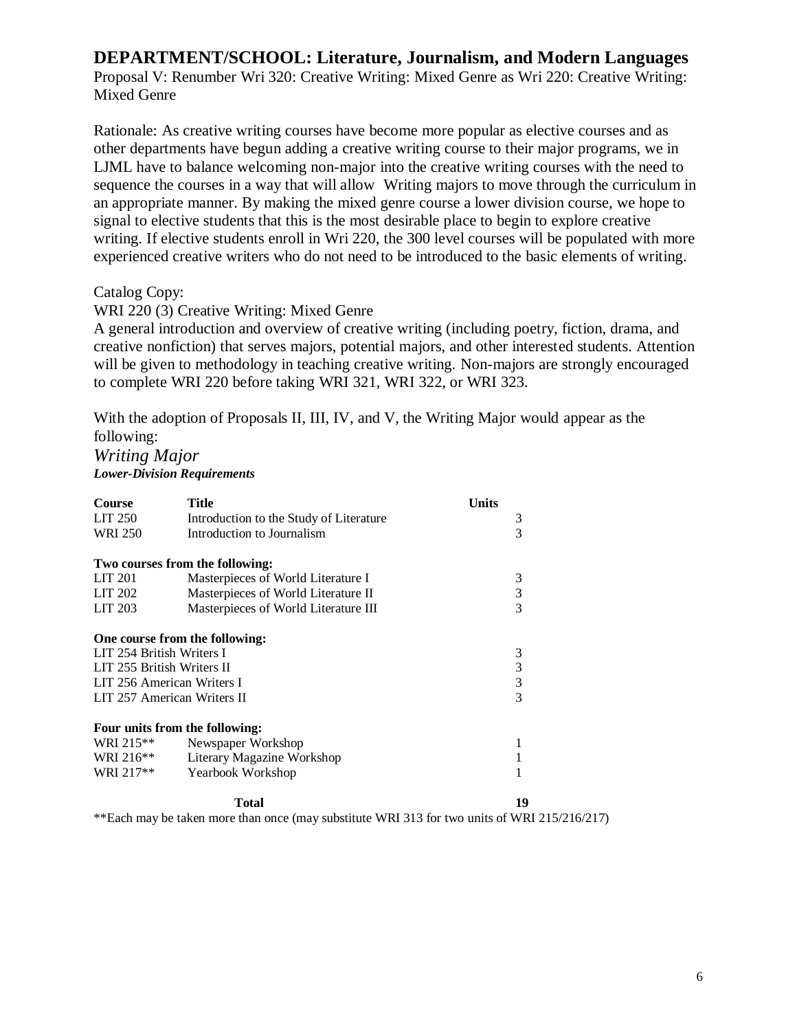## DEPARTMENT/SCHOOL: Literature, Journalism, and Modern Languages

Proposal V: Renumber Wri 320: Creative Writing: Mixed Genre as Wri 220: Creative Writing: Mixed Genre

Rationale: As creative writing courses have become more popular as elective courses and as other departments have begun adding a creative writing course to their major programs, we in LJML have to balance welcoming non-major into the creative writing courses with the need to sequence the courses in a way that will allow Writing majors to move through the curriculum in an appropriate manner. By making the mixed genre course a lower division course, we hope to signal to elective students that this is the most desirable place to begin to explore creative writing. If elective students enroll in Wri 220, the 300 level courses will be populated with more experienced creative writers who do not need to be introduced to the basic elements of writing.

Catalog Copy:

WRI 220 (3) Creative Writing: Mixed Genre

A general introduction and overview of creative writing (including poetry, fiction, drama, and creative nonfiction) that serves majors, potential majors, and other interested students. Attention will be given to methodology in teaching creative writing. Non-majors are strongly encouraged to complete WRI 220 before taking WRI 321, WRI 322, or WRI 323.

With the adoption of Proposals II, III, IV, and V, the Writing Major would appear as the following:

*Writing Major*

***Lower-Division Requirements***

| Course | Title | Units |
|---|---|---|
| LIT 250 | Introduction to the Study of Literature | 3 |
| WRI 250 | Introduction to Journalism | 3 |
| **Two courses from the following:** | | |
| LIT 201 | Masterpieces of World Literature I | 3 |
| LIT 202 | Masterpieces of World Literature II | 3 |
| LIT 203 | Masterpieces of World Literature III | 3 |
| **One course from the following:** | | |
| LIT 254 British Writers I | | 3 |
| LIT 255 British Writers II | | 3 |
| LIT 256 American Writers I | | 3 |
| LIT 257 American Writers II | | 3 |
| **Four units from the following:** | | |
| WRI 215** | Newspaper Workshop | 1 |
| WRI 216** | Literary Magazine Workshop | 1 |
| WRI 217** | Yearbook Workshop | 1 |
| | **Total** | **19** |

**Each may be taken more than once (may substitute WRI 313 for two units of WRI 215/216/217)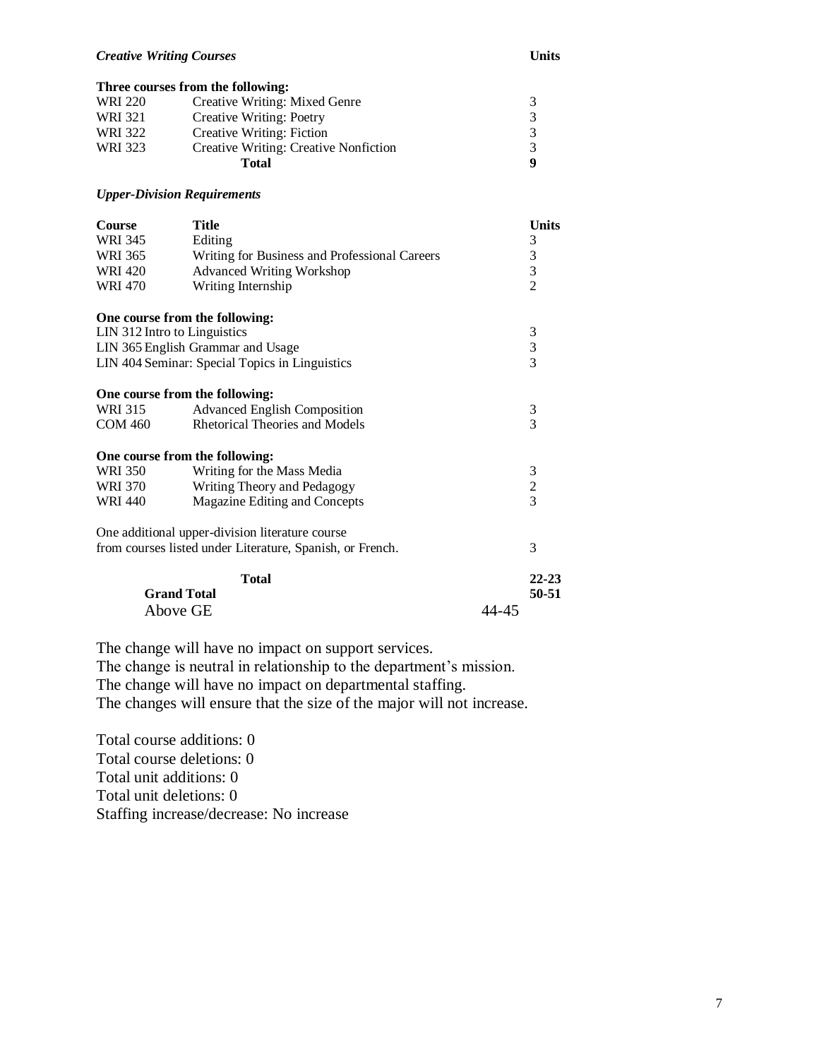***Creative Writing Courses*** **Units**

**Three courses from the following:**

| | | |
|---|---|---|
| WRI 220 | Creative Writing: Mixed Genre | 3 |
| WRI 321 | Creative Writing: Poetry | 3 |
| WRI 322 | Creative Writing: Fiction | 3 |
| WRI 323 | Creative Writing: Creative Nonfiction | 3 |
| | **Total** | **9** |

***Upper-Division Requirements***

| Course | Title | Units |
|---|---|---|
| WRI 345 | Editing | 3 |
| WRI 365 | Writing for Business and Professional Careers | 3 |
| WRI 420 | Advanced Writing Workshop | 3 |
| WRI 470 | Writing Internship | 2 |

**One course from the following:**

| | | |
|---|---|---|
| LIN 312 | Intro to Linguistics | 3 |
| LIN 365 | English Grammar and Usage | 3 |
| LIN 404 | Seminar: Special Topics in Linguistics | 3 |

**One course from the following:**

| | | |
|---|---|---|
| WRI 315 | Advanced English Composition | 3 |
| COM 460 | Rhetorical Theories and Models | 3 |

**One course from the following:**

| | | |
|---|---|---|
| WRI 350 | Writing for the Mass Media | 3 |
| WRI 370 | Writing Theory and Pedagogy | 2 |
| WRI 440 | Magazine Editing and Concepts | 3 |

| | |
|---|---|
| One additional upper-division literature course from courses listed under Literature, Spanish, or French. | 3 |
| **Total** | **22-23** |
| **Grand Total** | **50-51** |
| Above GE | 44-45 |

The change will have no impact on support services.
The change is neutral in relationship to the department's mission.
The change will have no impact on departmental staffing.
The changes will ensure that the size of the major will not increase.

Total course additions: 0
Total course deletions: 0
Total unit additions: 0
Total unit deletions: 0
Staffing increase/decrease: No increase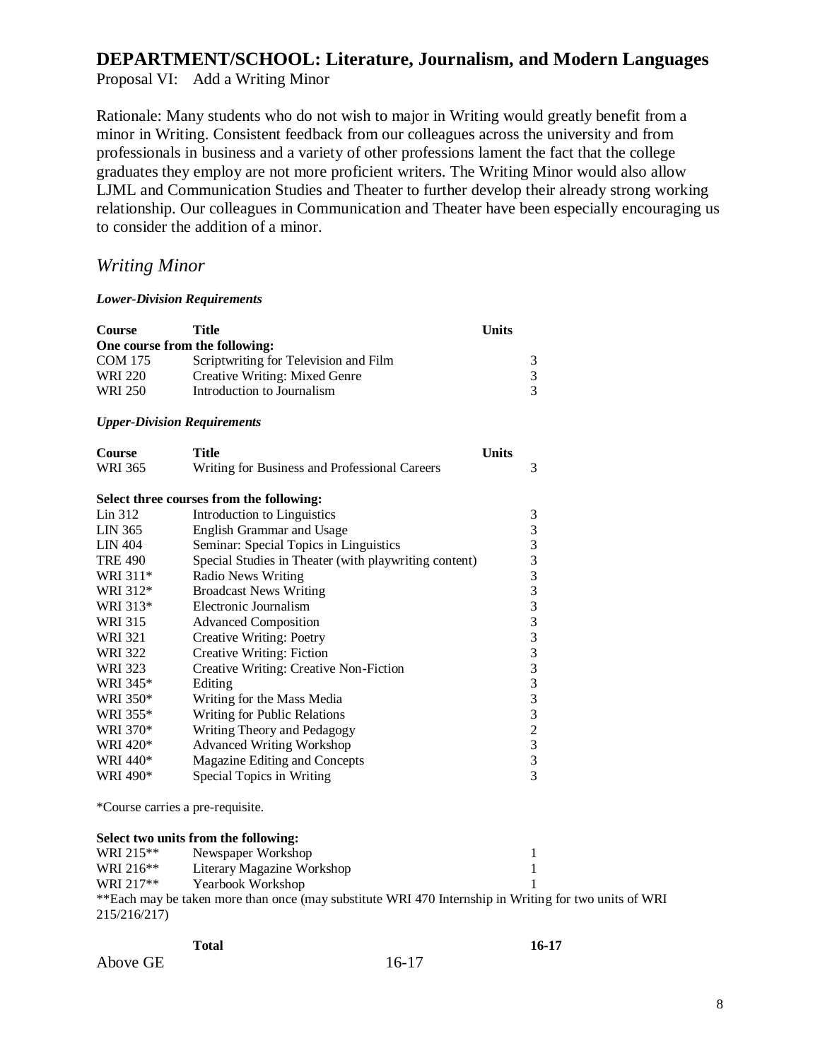# DEPARTMENT/SCHOOL: Literature, Journalism, and Modern Languages

Proposal VI: Add a Writing Minor

Rationale: Many students who do not wish to major in Writing would greatly benefit from a minor in Writing. Consistent feedback from our colleagues across the university and from professionals in business and a variety of other professions lament the fact that the college graduates they employ are not more proficient writers. The Writing Minor would also allow LJML and Communication Studies and Theater to further develop their already strong working relationship. Our colleagues in Communication and Theater have been especially encouraging us to consider the addition of a minor.

## *Writing Minor*

***Lower-Division Requirements***

| Course | Title | Units |
|---|---|---|
| **One course from the following:** | | |
| COM 175 | Scriptwriting for Television and Film | 3 |
| WRI 220 | Creative Writing: Mixed Genre | 3 |
| WRI 250 | Introduction to Journalism | 3 |

***Upper-Division Requirements***

| Course | Title | Units |
|---|---|---|
| WRI 365 | Writing for Business and Professional Careers | 3 |

**Select three courses from the following:**

| Course | Title | Units |
|---|---|---|
| Lin 312 | Introduction to Linguistics | 3 |
| LIN 365 | English Grammar and Usage | 3 |
| LIN 404 | Seminar: Special Topics in Linguistics | 3 |
| TRE 490 | Special Studies in Theater (with playwriting content) | 3 |
| WRI 311* | Radio News Writing | 3 |
| WRI 312* | Broadcast News Writing | 3 |
| WRI 313* | Electronic Journalism | 3 |
| WRI 315 | Advanced Composition | 3 |
| WRI 321 | Creative Writing: Poetry | 3 |
| WRI 322 | Creative Writing: Fiction | 3 |
| WRI 323 | Creative Writing: Creative Non-Fiction | 3 |
| WRI 345* | Editing | 3 |
| WRI 350* | Writing for the Mass Media | 3 |
| WRI 355* | Writing for Public Relations | 3 |
| WRI 370* | Writing Theory and Pedagogy | 2 |
| WRI 420* | Advanced Writing Workshop | 3 |
| WRI 440* | Magazine Editing and Concepts | 3 |
| WRI 490* | Special Topics in Writing | 3 |

*Course carries a pre-requisite.

**Select two units from the following:**

| Course | Title | Units |
|---|---|---|
| WRI 215** | Newspaper Workshop | 1 |
| WRI 216** | Literary Magazine Workshop | 1 |
| WRI 217** | Yearbook Workshop | 1 |

**Each may be taken more than once (may substitute WRI 470 Internship in Writing for two units of WRI 215/216/217)

| | **Total** | **16-17** |
|---|---|---|
| Above GE | 16-17 | |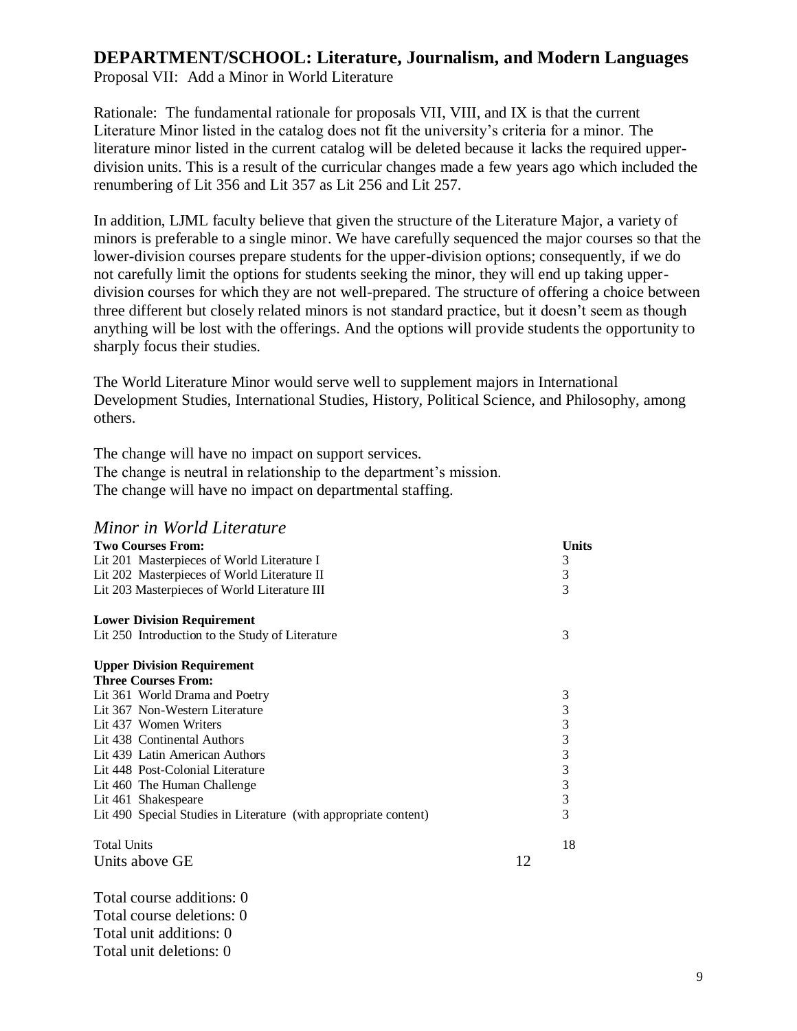# DEPARTMENT/SCHOOL: Literature, Journalism, and Modern Languages

Proposal VII: Add a Minor in World Literature

Rationale: The fundamental rationale for proposals VII, VIII, and IX is that the current Literature Minor listed in the catalog does not fit the university's criteria for a minor. The literature minor listed in the current catalog will be deleted because it lacks the required upper-division units. This is a result of the curricular changes made a few years ago which included the renumbering of Lit 356 and Lit 357 as Lit 256 and Lit 257.

In addition, LJML faculty believe that given the structure of the Literature Major, a variety of minors is preferable to a single minor. We have carefully sequenced the major courses so that the lower-division courses prepare students for the upper-division options; consequently, if we do not carefully limit the options for students seeking the minor, they will end up taking upper-division courses for which they are not well-prepared. The structure of offering a choice between three different but closely related minors is not standard practice, but it doesn't seem as though anything will be lost with the offerings. And the options will provide students the opportunity to sharply focus their studies.

The World Literature Minor would serve well to supplement majors in International Development Studies, International Studies, History, Political Science, and Philosophy, among others.

The change will have no impact on support services.
The change is neutral in relationship to the department's mission.
The change will have no impact on departmental staffing.

## *Minor in World Literature*

| **Two Courses From:** | **Units** |
|---|---|
| Lit 201 Masterpieces of World Literature I | 3 |
| Lit 202 Masterpieces of World Literature II | 3 |
| Lit 203 Masterpieces of World Literature III | 3 |
| | |
| **Lower Division Requirement** | |
| Lit 250 Introduction to the Study of Literature | 3 |
| | |
| **Upper Division Requirement** | |
| **Three Courses From:** | |
| Lit 361 World Drama and Poetry | 3 |
| Lit 367 Non-Western Literature | 3 |
| Lit 437 Women Writers | 3 |
| Lit 438 Continental Authors | 3 |
| Lit 439 Latin American Authors | 3 |
| Lit 448 Post-Colonial Literature | 3 |
| Lit 460 The Human Challenge | 3 |
| Lit 461 Shakespeare | 3 |
| Lit 490 Special Studies in Literature (with appropriate content) | 3 |
| | |
| Total Units | 18 |
| Units above GE | 12 |

Total course additions: 0
Total course deletions: 0
Total unit additions: 0
Total unit deletions: 0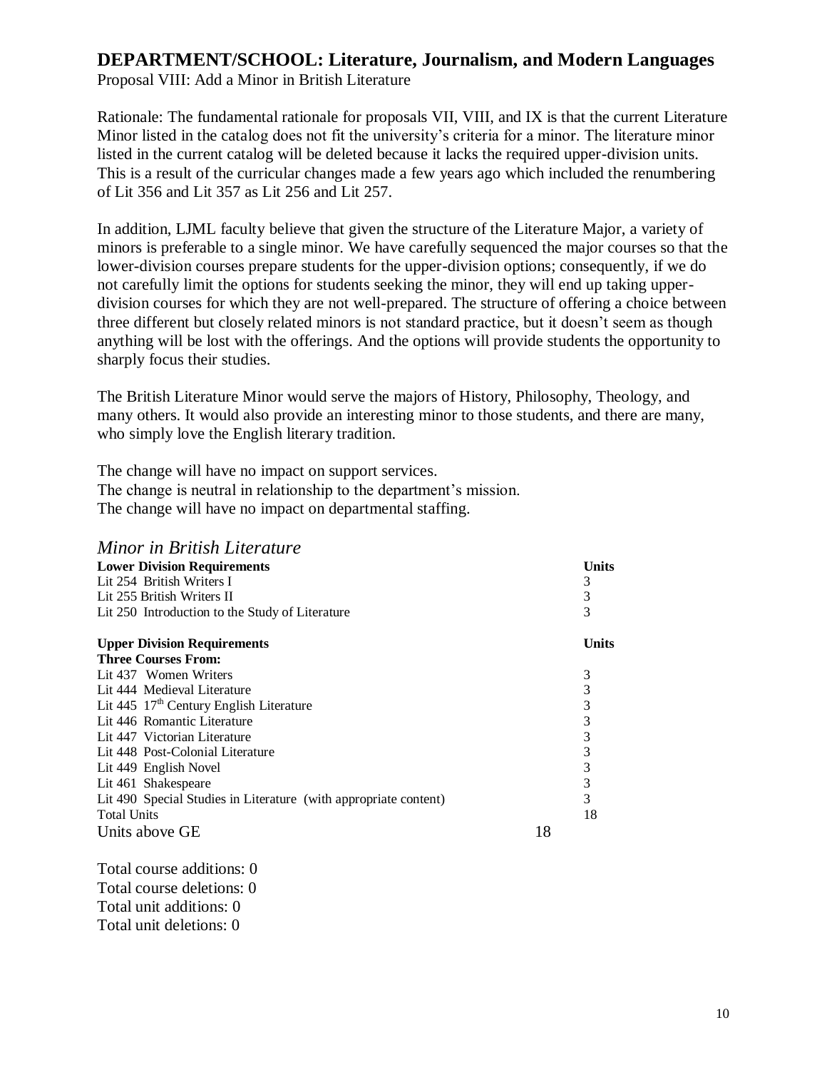## DEPARTMENT/SCHOOL: Literature, Journalism, and Modern Languages

Proposal VIII: Add a Minor in British Literature

Rationale: The fundamental rationale for proposals VII, VIII, and IX is that the current Literature Minor listed in the catalog does not fit the university's criteria for a minor. The literature minor listed in the current catalog will be deleted because it lacks the required upper-division units. This is a result of the curricular changes made a few years ago which included the renumbering of Lit 356 and Lit 357 as Lit 256 and Lit 257.

In addition, LJML faculty believe that given the structure of the Literature Major, a variety of minors is preferable to a single minor. We have carefully sequenced the major courses so that the lower-division courses prepare students for the upper-division options; consequently, if we do not carefully limit the options for students seeking the minor, they will end up taking upper-division courses for which they are not well-prepared. The structure of offering a choice between three different but closely related minors is not standard practice, but it doesn't seem as though anything will be lost with the offerings. And the options will provide students the opportunity to sharply focus their studies.

The British Literature Minor would serve the majors of History, Philosophy, Theology, and many others. It would also provide an interesting minor to those students, and there are many, who simply love the English literary tradition.

The change will have no impact on support services.
The change is neutral in relationship to the department's mission.
The change will have no impact on departmental staffing.

### *Minor in British Literature*

| **Lower Division Requirements** | **Units** |
|---|---|
| Lit 254 British Writers I | 3 |
| Lit 255 British Writers II | 3 |
| Lit 250 Introduction to the Study of Literature | 3 |
| | |
| **Upper Division Requirements** | **Units** |
| **Three Courses From:** | |
| Lit 437 Women Writers | 3 |
| Lit 444 Medieval Literature | 3 |
| Lit 445 17th Century English Literature | 3 |
| Lit 446 Romantic Literature | 3 |
| Lit 447 Victorian Literature | 3 |
| Lit 448 Post-Colonial Literature | 3 |
| Lit 449 English Novel | 3 |
| Lit 461 Shakespeare | 3 |
| Lit 490 Special Studies in Literature (with appropriate content) | 3 |
| Total Units | 18 |
| Units above GE | 18 |

Total course additions: 0
Total course deletions: 0
Total unit additions: 0
Total unit deletions: 0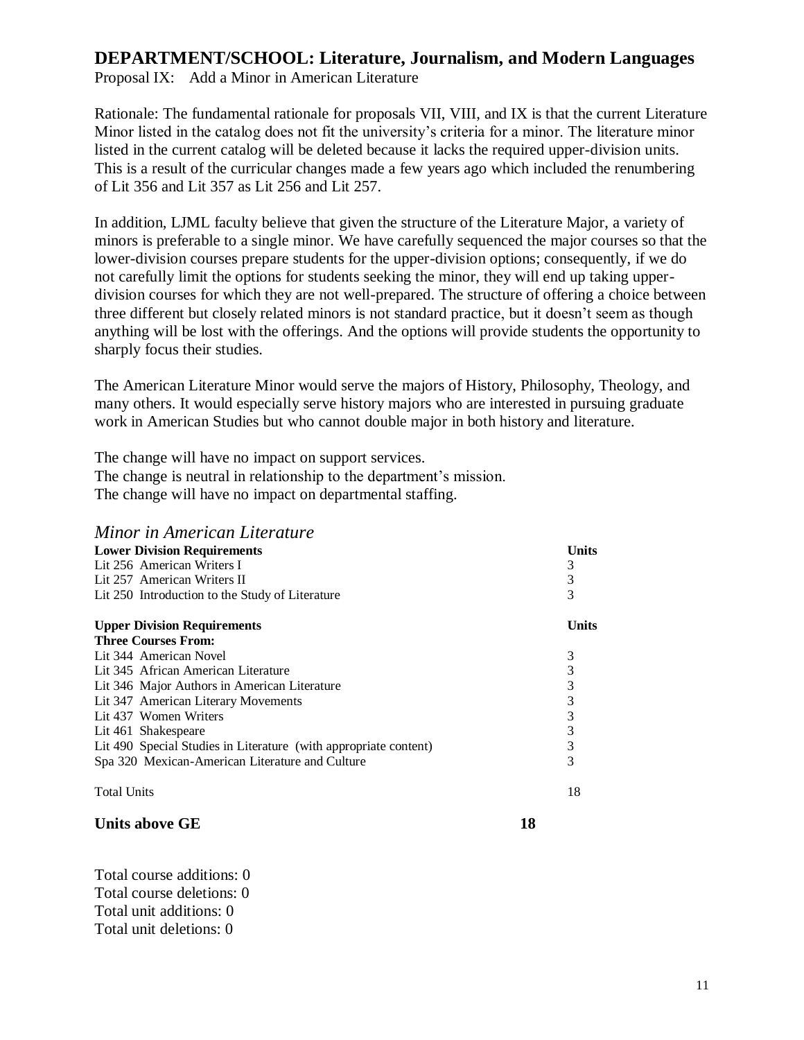## DEPARTMENT/SCHOOL: Literature, Journalism, and Modern Languages

Proposal IX: Add a Minor in American Literature

Rationale: The fundamental rationale for proposals VII, VIII, and IX is that the current Literature Minor listed in the catalog does not fit the university's criteria for a minor. The literature minor listed in the current catalog will be deleted because it lacks the required upper-division units. This is a result of the curricular changes made a few years ago which included the renumbering of Lit 356 and Lit 357 as Lit 256 and Lit 257.

In addition, LJML faculty believe that given the structure of the Literature Major, a variety of minors is preferable to a single minor. We have carefully sequenced the major courses so that the lower-division courses prepare students for the upper-division options; consequently, if we do not carefully limit the options for students seeking the minor, they will end up taking upper-division courses for which they are not well-prepared. The structure of offering a choice between three different but closely related minors is not standard practice, but it doesn't seem as though anything will be lost with the offerings. And the options will provide students the opportunity to sharply focus their studies.

The American Literature Minor would serve the majors of History, Philosophy, Theology, and many others. It would especially serve history majors who are interested in pursuing graduate work in American Studies but who cannot double major in both history and literature.

The change will have no impact on support services.
The change is neutral in relationship to the department's mission.
The change will have no impact on departmental staffing.

### *Minor in American Literature*

| **Lower Division Requirements** | **Units** |
|---|---|
| Lit 256 American Writers I | 3 |
| Lit 257 American Writers II | 3 |
| Lit 250 Introduction to the Study of Literature | 3 |
| | |
| **Upper Division Requirements** | **Units** |
| **Three Courses From:** | |
| Lit 344 American Novel | 3 |
| Lit 345 African American Literature | 3 |
| Lit 346 Major Authors in American Literature | 3 |
| Lit 347 American Literary Movements | 3 |
| Lit 437 Women Writers | 3 |
| Lit 461 Shakespeare | 3 |
| Lit 490 Special Studies in Literature (with appropriate content) | 3 |
| Spa 320 Mexican-American Literature and Culture | 3 |
| | |
| Total Units | 18 |

**Units above GE** **18**

Total course additions: 0
Total course deletions: 0
Total unit additions: 0
Total unit deletions: 0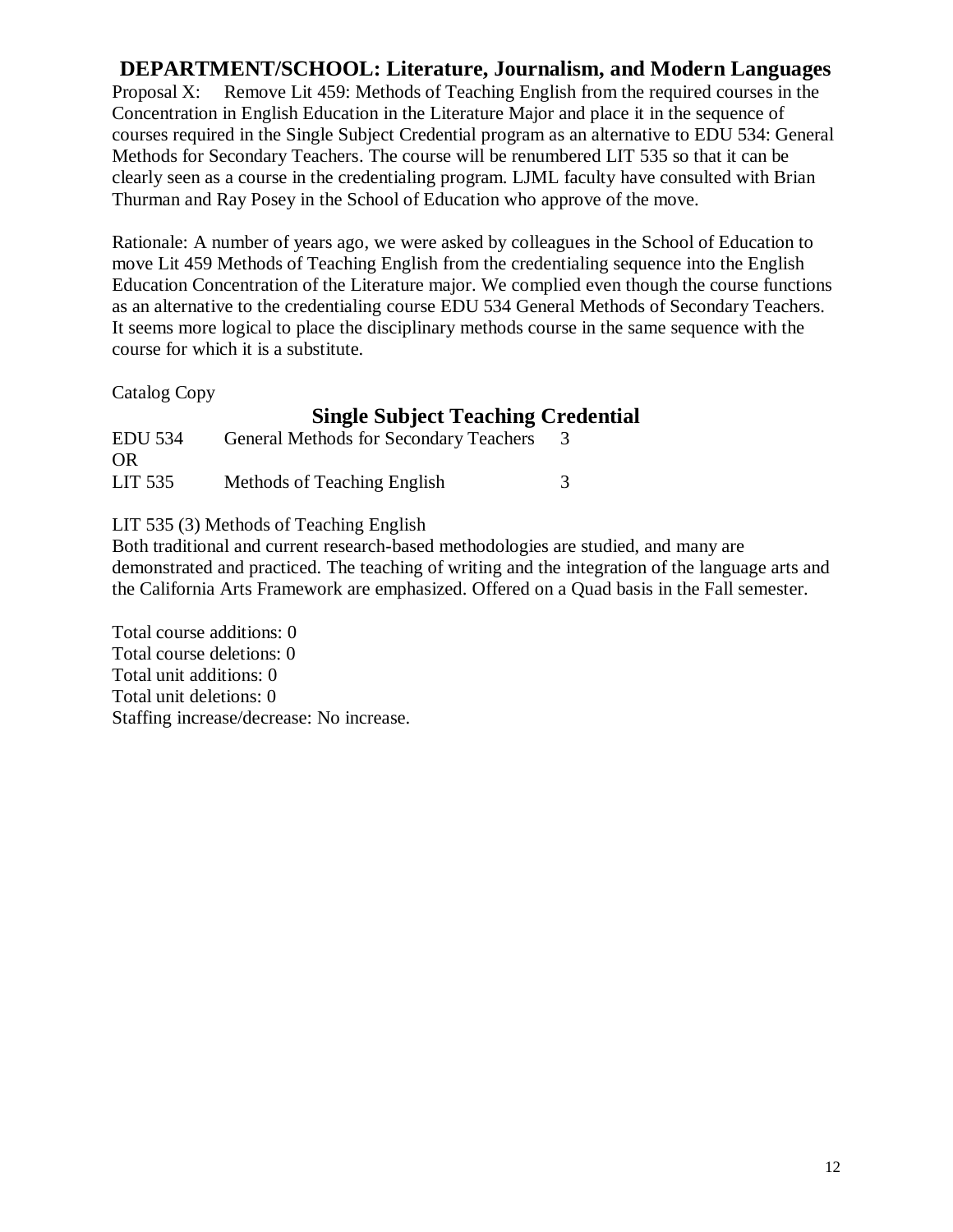## DEPARTMENT/SCHOOL: Literature, Journalism, and Modern Languages

Proposal X: Remove Lit 459: Methods of Teaching English from the required courses in the Concentration in English Education in the Literature Major and place it in the sequence of courses required in the Single Subject Credential program as an alternative to EDU 534: General Methods for Secondary Teachers. The course will be renumbered LIT 535 so that it can be clearly seen as a course in the credentialing program. LJML faculty have consulted with Brian Thurman and Ray Posey in the School of Education who approve of the move.

Rationale: A number of years ago, we were asked by colleagues in the School of Education to move Lit 459 Methods of Teaching English from the credentialing sequence into the English Education Concentration of the Literature major. We complied even though the course functions as an alternative to the credentialing course EDU 534 General Methods of Secondary Teachers. It seems more logical to place the disciplinary methods course in the same sequence with the course for which it is a substitute.

Catalog Copy

### Single Subject Teaching Credential

| | | |
|---|---|---|
| EDU 534 | General Methods for Secondary Teachers | 3 |
| OR | | |
| LIT 535 | Methods of Teaching English | 3 |

LIT 535 (3) Methods of Teaching English
Both traditional and current research-based methodologies are studied, and many are demonstrated and practiced. The teaching of writing and the integration of the language arts and the California Arts Framework are emphasized. Offered on a Quad basis in the Fall semester.

Total course additions: 0
Total course deletions: 0
Total unit additions: 0
Total unit deletions: 0
Staffing increase/decrease: No increase.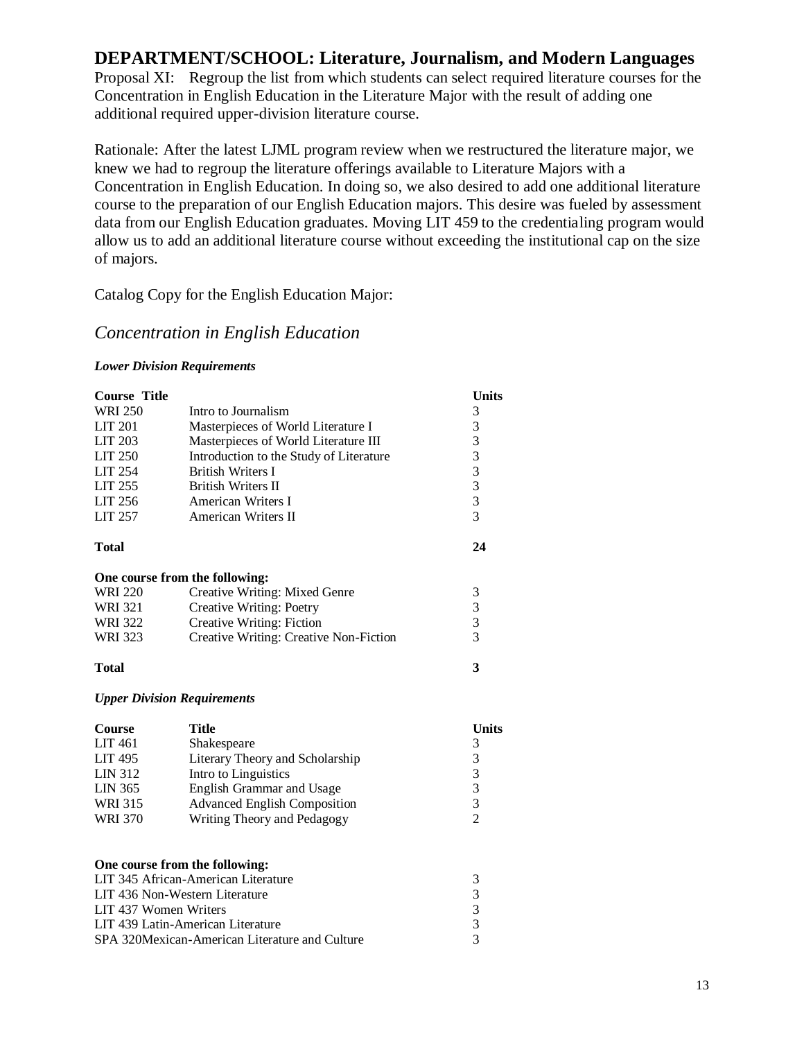## DEPARTMENT/SCHOOL: Literature, Journalism, and Modern Languages

Proposal XI: Regroup the list from which students can select required literature courses for the Concentration in English Education in the Literature Major with the result of adding one additional required upper-division literature course.

Rationale: After the latest LJML program review when we restructured the literature major, we knew we had to regroup the literature offerings available to Literature Majors with a Concentration in English Education. In doing so, we also desired to add one additional literature course to the preparation of our English Education majors. This desire was fueled by assessment data from our English Education graduates. Moving LIT 459 to the credentialing program would allow us to add an additional literature course without exceeding the institutional cap on the size of majors.

Catalog Copy for the English Education Major:

### *Concentration in English Education*

***Lower Division Requirements***

| Course | Title | Units |
|---|---|---|
| WRI 250 | Intro to Journalism | 3 |
| LIT 201 | Masterpieces of World Literature I | 3 |
| LIT 203 | Masterpieces of World Literature III | 3 |
| LIT 250 | Introduction to the Study of Literature | 3 |
| LIT 254 | British Writers I | 3 |
| LIT 255 | British Writers II | 3 |
| LIT 256 | American Writers I | 3 |
| LIT 257 | American Writers II | 3 |
| **Total** | | **24** |

**One course from the following:**

| | | |
|---|---|---|
| WRI 220 | Creative Writing: Mixed Genre | 3 |
| WRI 321 | Creative Writing: Poetry | 3 |
| WRI 322 | Creative Writing: Fiction | 3 |
| WRI 323 | Creative Writing: Creative Non-Fiction | 3 |
| **Total** | | **3** |

***Upper Division Requirements***

| Course | Title | Units |
|---|---|---|
| LIT 461 | Shakespeare | 3 |
| LIT 495 | Literary Theory and Scholarship | 3 |
| LIN 312 | Intro to Linguistics | 3 |
| LIN 365 | English Grammar and Usage | 3 |
| WRI 315 | Advanced English Composition | 3 |
| WRI 370 | Writing Theory and Pedagogy | 2 |

**One course from the following:**

| | |
|---|---|
| LIT 345 African-American Literature | 3 |
| LIT 436 Non-Western Literature | 3 |
| LIT 437 Women Writers | 3 |
| LIT 439 Latin-American Literature | 3 |
| SPA 320Mexican-American Literature and Culture | 3 |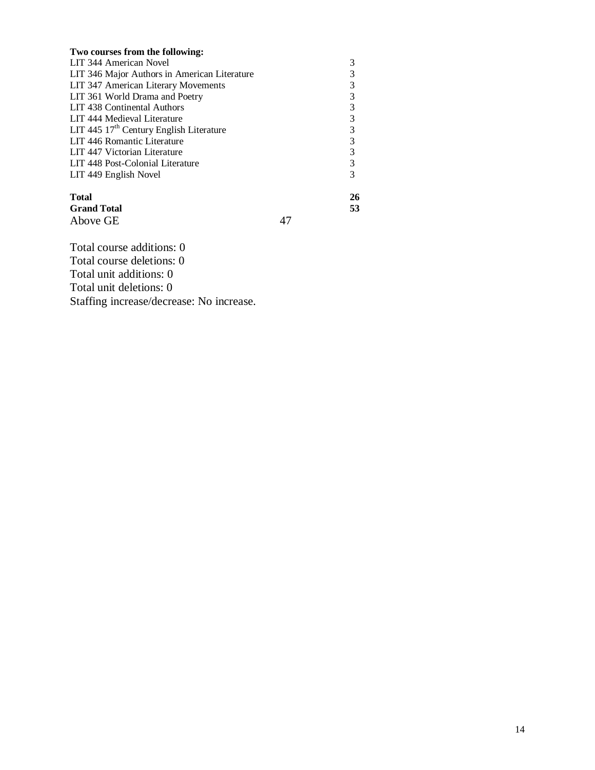| **Two courses from the following:** | | |
|---|---|---|
| LIT 344 American Novel | | 3 |
| LIT 346 Major Authors in American Literature | | 3 |
| LIT 347 American Literary Movements | | 3 |
| LIT 361 World Drama and Poetry | | 3 |
| LIT 438 Continental Authors | | 3 |
| LIT 444 Medieval Literature | | 3 |
| LIT 445 17th Century English Literature | | 3 |
| LIT 446 Romantic Literature | | 3 |
| LIT 447 Victorian Literature | | 3 |
| LIT 448 Post-Colonial Literature | | 3 |
| LIT 449 English Novel | | 3 |
| **Total** | | **26** |
| **Grand Total** | | **53** |
| Above GE | 47 | |

Total course additions: 0
Total course deletions: 0
Total unit additions: 0
Total unit deletions: 0
Staffing increase/decrease: No increase.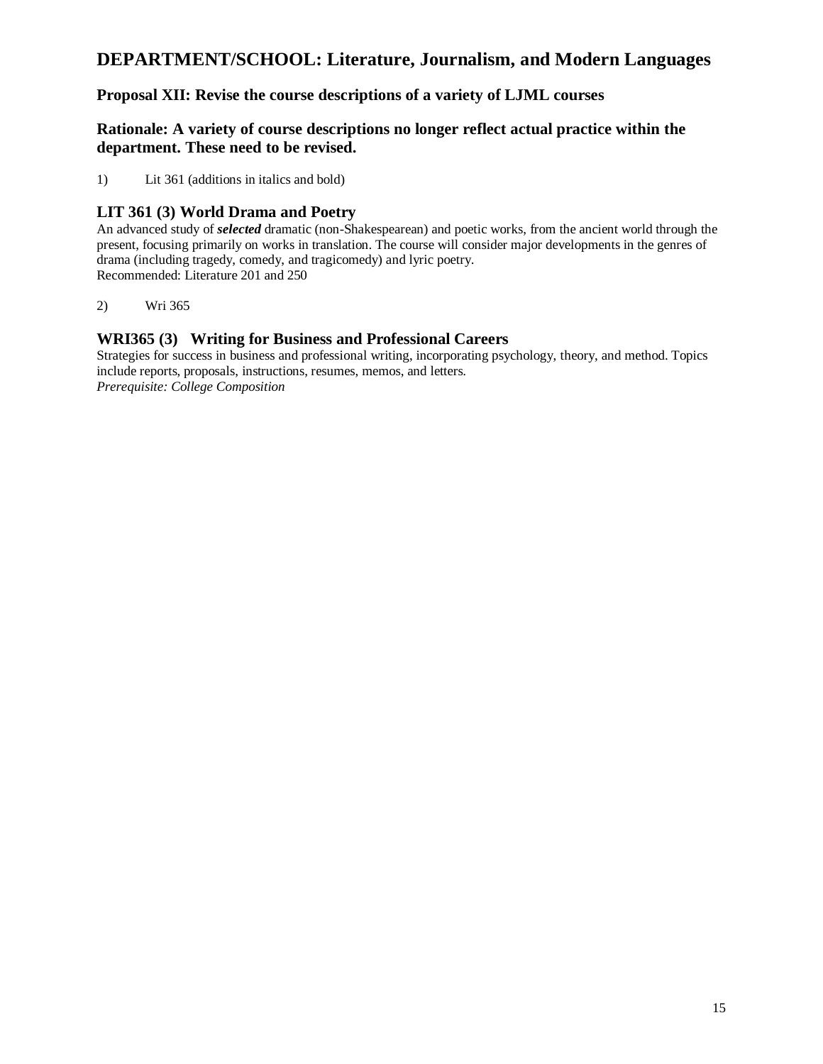## DEPARTMENT/SCHOOL: Literature, Journalism, and Modern Languages

### Proposal XII: Revise the course descriptions of a variety of LJML courses

### Rationale: A variety of course descriptions no longer reflect actual practice within the department. These need to be revised.

1) Lit 361 (additions in italics and bold)

### LIT 361 (3) World Drama and Poetry

An advanced study of ***selected*** dramatic (non-Shakespearean) and poetic works, from the ancient world through the present, focusing primarily on works in translation. The course will consider major developments in the genres of drama (including tragedy, comedy, and tragicomedy) and lyric poetry.
Recommended: Literature 201 and 250

2) Wri 365

### WRI365 (3) Writing for Business and Professional Careers

Strategies for success in business and professional writing, incorporating psychology, theory, and method. Topics include reports, proposals, instructions, resumes, memos, and letters.
*Prerequisite: College Composition*